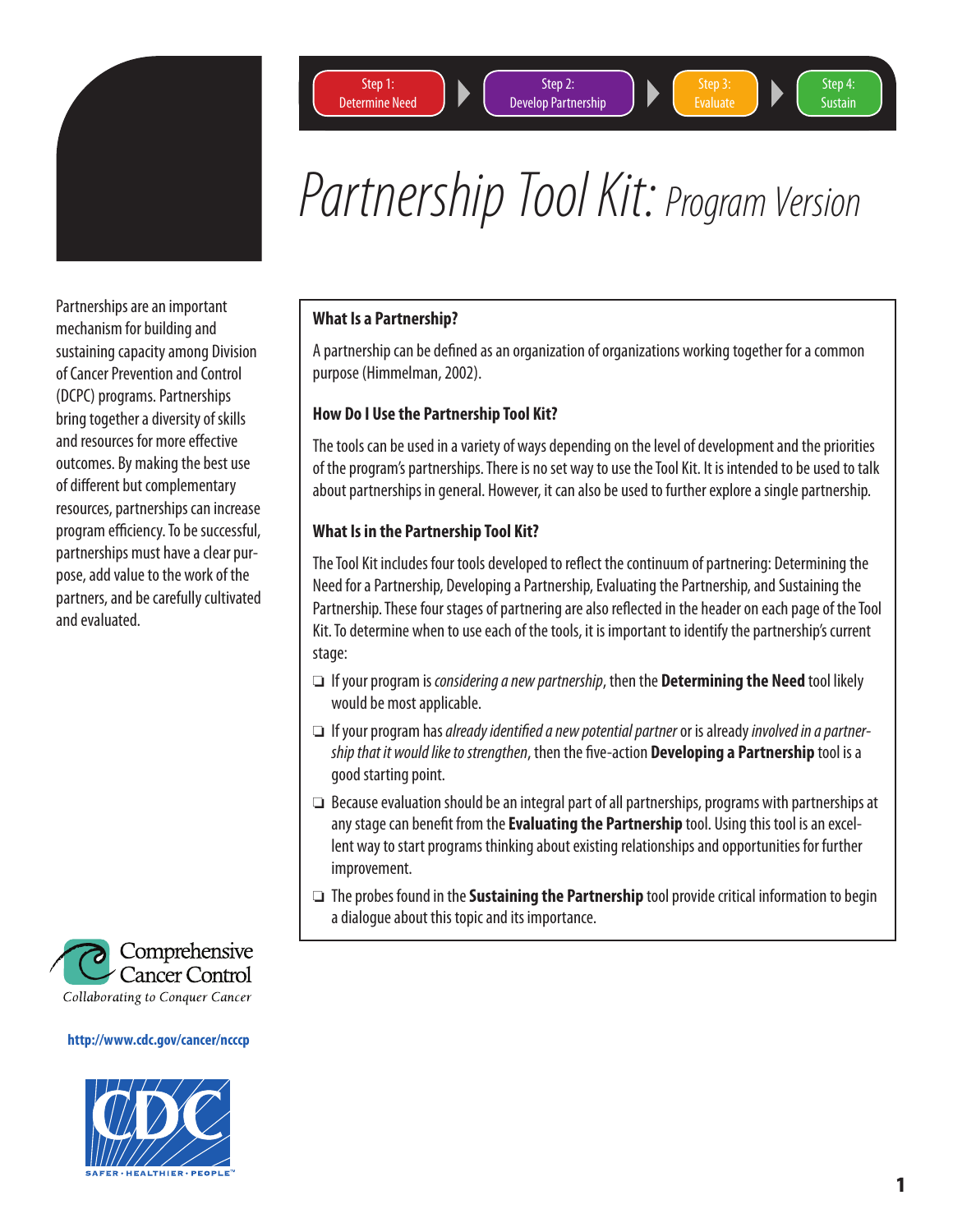Step 1: Determine Need → Step 2: Develop Partnership → Step 3: Evaluate → Step 4: Sustain

# Partnership Tool Kit: *Program Version*

Partnerships are an important mechanism for building and sustaining capacity among Division of Cancer Prevention and Control (DCPC) programs. Partnerships bring together a diversity of skills and resources for more effective outcomes. By making the best use of different but complementary resources, partnerships can increase program efficiency. To be successful, partnerships must have a clear purpose, add value to the work of the partners, and be carefully cultivated and evaluated.

### What Is a Partnership?

A partnership can be defined as an organization of organizations working together for a common purpose (Himmelman, 2002).

### How Do I Use the Partnership Tool Kit?

The tools can be used in a variety of ways depending on the level of development and the priorities of the program's partnerships. There is no set way to use the Tool Kit. It is intended to be used to talk about partnerships in general. However, it can also be used to further explore a single partnership.

### What Is in the Partnership Tool Kit?

The Tool Kit includes four tools developed to reflect the continuum of partnering: Determining the Need for a Partnership, Developing a Partnership, Evaluating the Partnership, and Sustaining the Partnership. These four stages of partnering are also reflected in the header on each page of the Tool Kit. To determine when to use each of the tools, it is important to identify the partnership's current stage:

- If your program is *considering a new partnership*, then the **Determining the Need** tool likely would be most applicable.
- If your program has *already identified a new potential partner* or is already *involved in a partnership that it would like to strengthen*, then the five-action **Developing a Partnership** tool is a good starting point.
- Because evaluation should be an integral part of all partnerships, programs with partnerships at any stage can benefit from the **Evaluating the Partnership** tool. Using this tool is an excellent way to start programs thinking about existing relationships and opportunities for further improvement.
- The probes found in the **Sustaining the Partnership** tool provide critical information to begin a dialogue about this topic and its importance.

Comprehensive Cancer Control
*Collaborating to Conquer Cancer*

http://www.cdc.gov/cancer/ncccp

CDC
SAFER · HEALTHIER · PEOPLE™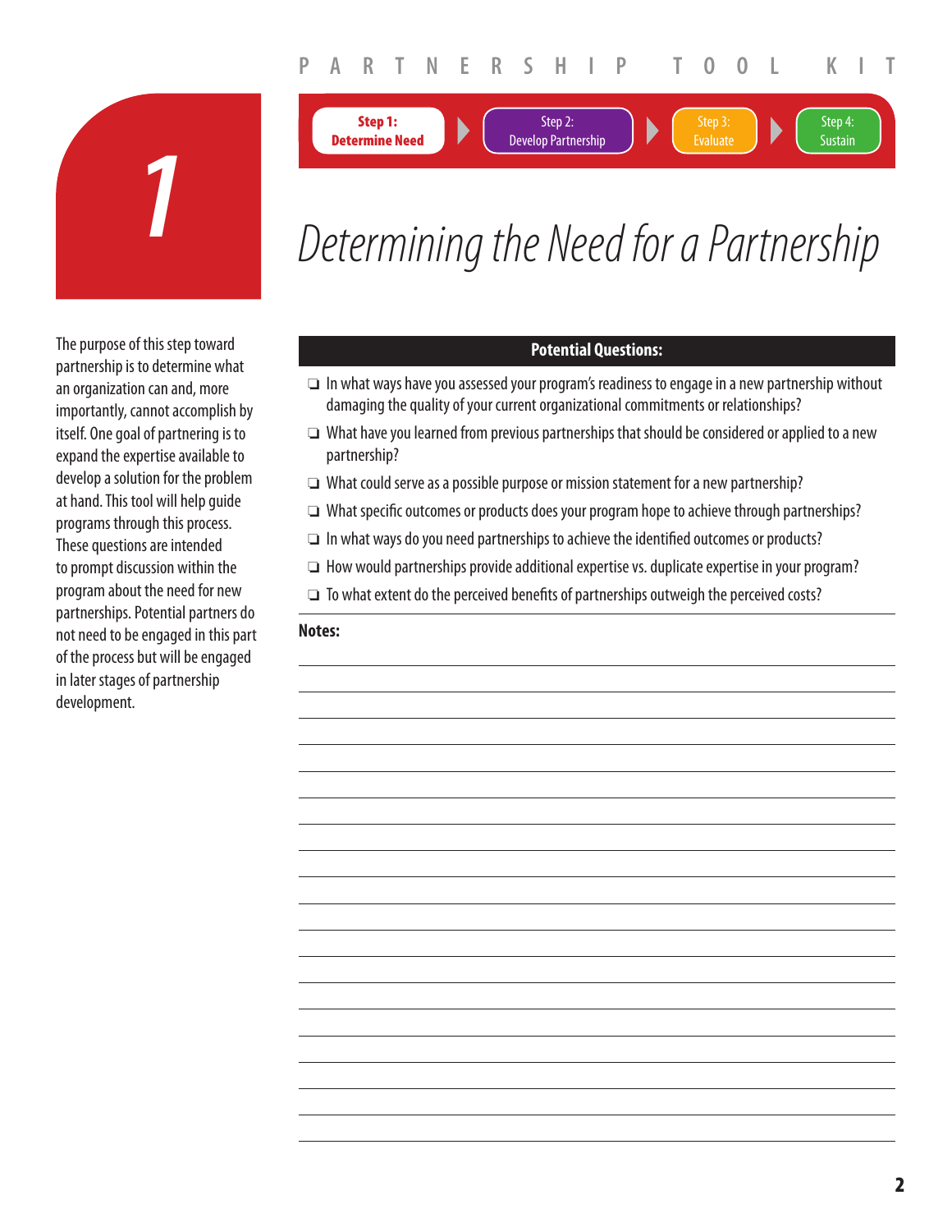**Step 1: Determine Need** → Step 2: Develop Partnership → Step 3: Evaluate → Step 4: Sustain

# 1

# *Determining the Need for a Partnership*

The purpose of this step toward partnership is to determine what an organization can and, more importantly, cannot accomplish by itself. One goal of partnering is to expand the expertise available to develop a solution for the problem at hand. This tool will help guide programs through this process. These questions are intended to prompt discussion within the program about the need for new partnerships. Potential partners do not need to be engaged in this part of the process but will be engaged in later stages of partnership development.

**Potential Questions:**

- ❑ In what ways have you assessed your program's readiness to engage in a new partnership without damaging the quality of your current organizational commitments or relationships?
- ❑ What have you learned from previous partnerships that should be considered or applied to a new partnership?
- ❑ What could serve as a possible purpose or mission statement for a new partnership?
- ❑ What specific outcomes or products does your program hope to achieve through partnerships?
- ❑ In what ways do you need partnerships to achieve the identified outcomes or products?
- ❑ How would partnerships provide additional expertise vs. duplicate expertise in your program?
- ❑ To what extent do the perceived benefits of partnerships outweigh the perceived costs?

**Notes:**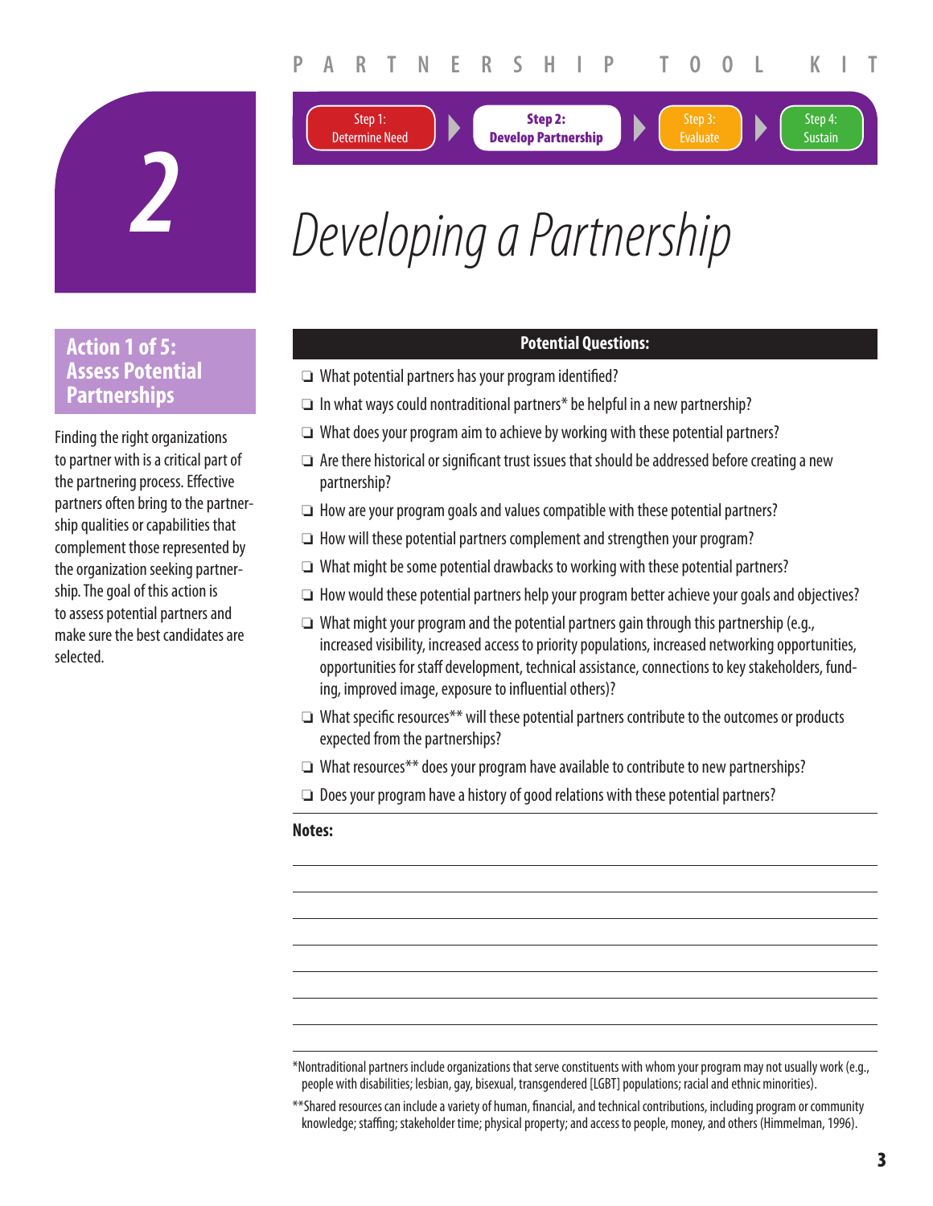Step 1: Determine Need | **Step 2: Develop Partnership** | Step 3: Evaluate | Step 4: Sustain

# 2 Developing a Partnership

## Action 1 of 5: Assess Potential Partnerships

Finding the right organizations to partner with is a critical part of the partnering process. Effective partners often bring to the partnership qualities or capabilities that complement those represented by the organization seeking partnership. The goal of this action is to assess potential partners and make sure the best candidates are selected.

**Potential Questions:**

- ❑ What potential partners has your program identified?
- ❑ In what ways could nontraditional partners* be helpful in a new partnership?
- ❑ What does your program aim to achieve by working with these potential partners?
- ❑ Are there historical or significant trust issues that should be addressed before creating a new partnership?
- ❑ How are your program goals and values compatible with these potential partners?
- ❑ How will these potential partners complement and strengthen your program?
- ❑ What might be some potential drawbacks to working with these potential partners?
- ❑ How would these potential partners help your program better achieve your goals and objectives?
- ❑ What might your program and the potential partners gain through this partnership (e.g., increased visibility, increased access to priority populations, increased networking opportunities, opportunities for staff development, technical assistance, connections to key stakeholders, funding, improved image, exposure to influential others)?
- ❑ What specific resources** will these potential partners contribute to the outcomes or products expected from the partnerships?
- ❑ What resources** does your program have available to contribute to new partnerships?
- ❑ Does your program have a history of good relations with these potential partners?

**Notes:**

*Nontraditional partners include organizations that serve constituents with whom your program may not usually work (e.g., people with disabilities; lesbian, gay, bisexual, transgendered [LGBT] populations; racial and ethnic minorities).

**Shared resources can include a variety of human, financial, and technical contributions, including program or community knowledge; staffing; stakeholder time; physical property; and access to people, money, and others (Himmelman, 1996).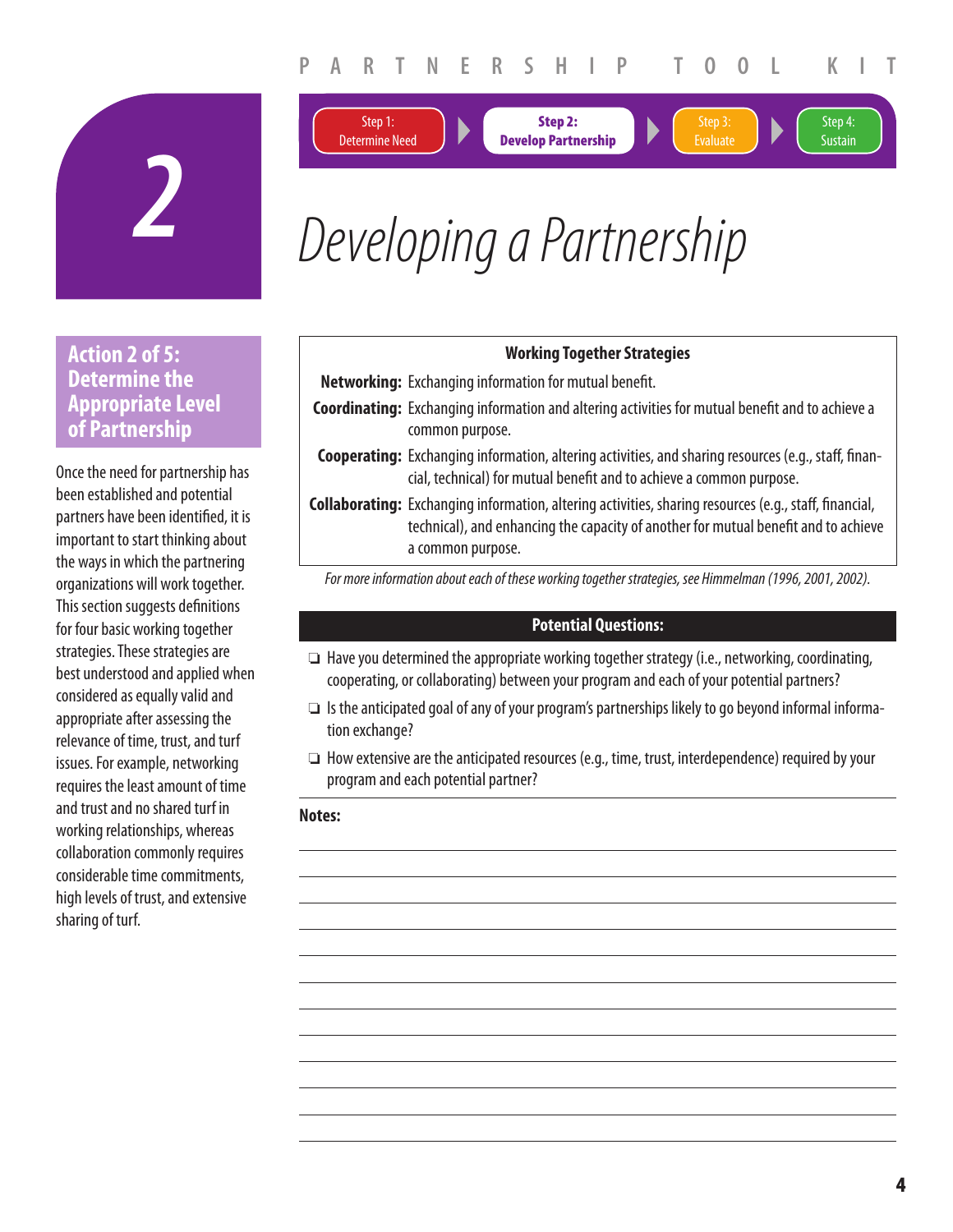Step 1: Determine Need → **Step 2: Develop Partnership** → Step 3: Evaluate → Step 4: Sustain

# 2 Developing a Partnership

## Action 2 of 5: Determine the Appropriate Level of Partnership

Once the need for partnership has been established and potential partners have been identified, it is important to start thinking about the ways in which the partnering organizations will work together. This section suggests definitions for four basic working together strategies. These strategies are best understood and applied when considered as equally valid and appropriate after assessing the relevance of time, trust, and turf issues. For example, networking requires the least amount of time and trust and no shared turf in working relationships, whereas collaboration commonly requires considerable time commitments, high levels of trust, and extensive sharing of turf.

### Working Together Strategies

**Networking:** Exchanging information for mutual benefit.

**Coordinating:** Exchanging information and altering activities for mutual benefit and to achieve a common purpose.

**Cooperating:** Exchanging information, altering activities, and sharing resources (e.g., staff, financial, technical) for mutual benefit and to achieve a common purpose.

**Collaborating:** Exchanging information, altering activities, sharing resources (e.g., staff, financial, technical), and enhancing the capacity of another for mutual benefit and to achieve a common purpose.

*For more information about each of these working together strategies, see Himmelman (1996, 2001, 2002).*

### Potential Questions:

- ❏ Have you determined the appropriate working together strategy (i.e., networking, coordinating, cooperating, or collaborating) between your program and each of your potential partners?
- ❏ Is the anticipated goal of any of your program's partnerships likely to go beyond informal information exchange?
- ❏ How extensive are the anticipated resources (e.g., time, trust, interdependence) required by your program and each potential partner?

**Notes:**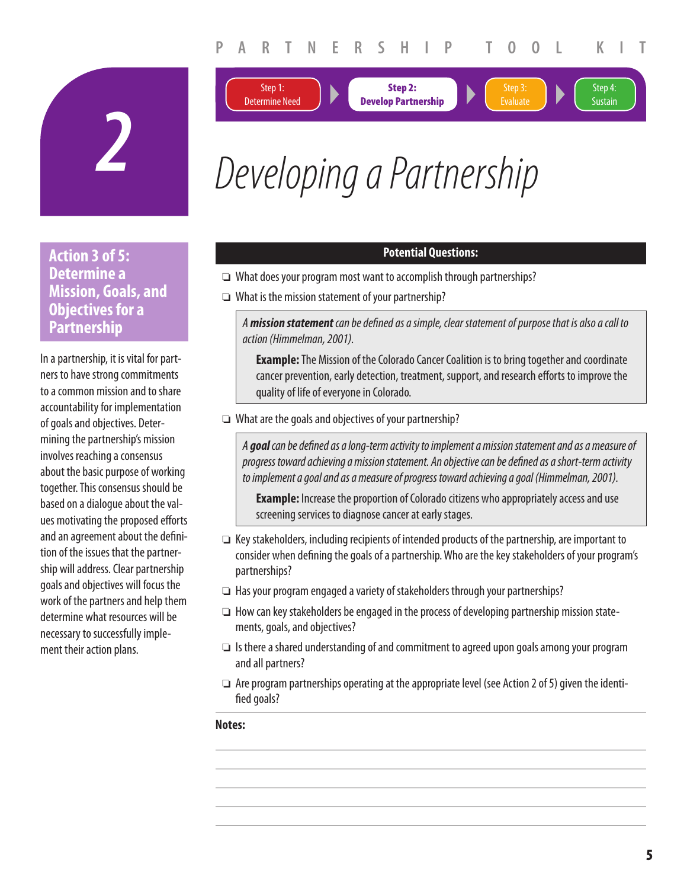Step 1: Determine Need | **Step 2: Develop Partnership** | Step 3: Evaluate | Step 4: Sustain

# 2 Developing a Partnership

## Action 3 of 5: Determine a Mission, Goals, and Objectives for a Partnership

In a partnership, it is vital for partners to have strong commitments to a common mission and to share accountability for implementation of goals and objectives. Determining the partnership's mission involves reaching a consensus about the basic purpose of working together. This consensus should be based on a dialogue about the values motivating the proposed efforts and an agreement about the definition of the issues that the partnership will address. Clear partnership goals and objectives will focus the work of the partners and help them determine what resources will be necessary to successfully implement their action plans.

**Potential Questions:**

- ❑ What does your program most want to accomplish through partnerships?
- ❑ What is the mission statement of your partnership?

> *A **mission statement** can be defined as a simple, clear statement of purpose that is also a call to action (Himmelman, 2001).*
>
> **Example:** The Mission of the Colorado Cancer Coalition is to bring together and coordinate cancer prevention, early detection, treatment, support, and research efforts to improve the quality of life of everyone in Colorado.

- ❑ What are the goals and objectives of your partnership?

> *A **goal** can be defined as a long-term activity to implement a mission statement and as a measure of progress toward achieving a mission statement. An objective can be defined as a short-term activity to implement a goal and as a measure of progress toward achieving a goal (Himmelman, 2001).*
>
> **Example:** Increase the proportion of Colorado citizens who appropriately access and use screening services to diagnose cancer at early stages.

- ❑ Key stakeholders, including recipients of intended products of the partnership, are important to consider when defining the goals of a partnership. Who are the key stakeholders of your program's partnerships?
- ❑ Has your program engaged a variety of stakeholders through your partnerships?
- ❑ How can key stakeholders be engaged in the process of developing partnership mission statements, goals, and objectives?
- ❑ Is there a shared understanding of and commitment to agreed upon goals among your program and all partners?
- ❑ Are program partnerships operating at the appropriate level (see Action 2 of 5) given the identified goals?

**Notes:**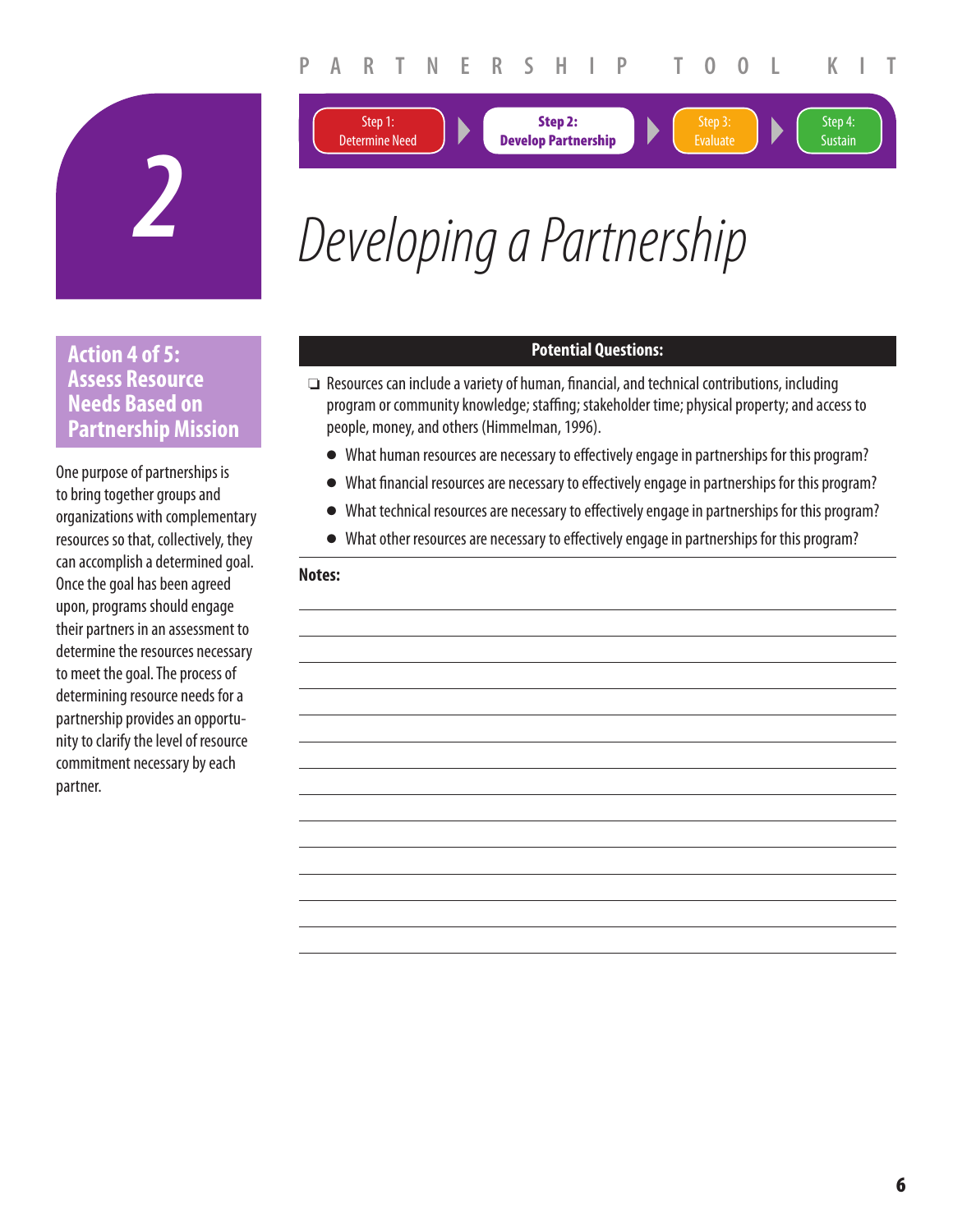Step 1: Determine Need → **Step 2: Develop Partnership** → Step 3: Evaluate → Step 4: Sustain

# 2 Developing a Partnership

## Action 4 of 5: Assess Resource Needs Based on Partnership Mission

One purpose of partnerships is to bring together groups and organizations with complementary resources so that, collectively, they can accomplish a determined goal. Once the goal has been agreed upon, programs should engage their partners in an assessment to determine the resources necessary to meet the goal. The process of determining resource needs for a partnership provides an opportunity to clarify the level of resource commitment necessary by each partner.

### Potential Questions:

- ❑ Resources can include a variety of human, financial, and technical contributions, including program or community knowledge; staffing; stakeholder time; physical property; and access to people, money, and others (Himmelman, 1996).
  - What human resources are necessary to effectively engage in partnerships for this program?
  - What financial resources are necessary to effectively engage in partnerships for this program?
  - What technical resources are necessary to effectively engage in partnerships for this program?
  - What other resources are necessary to effectively engage in partnerships for this program?

**Notes:**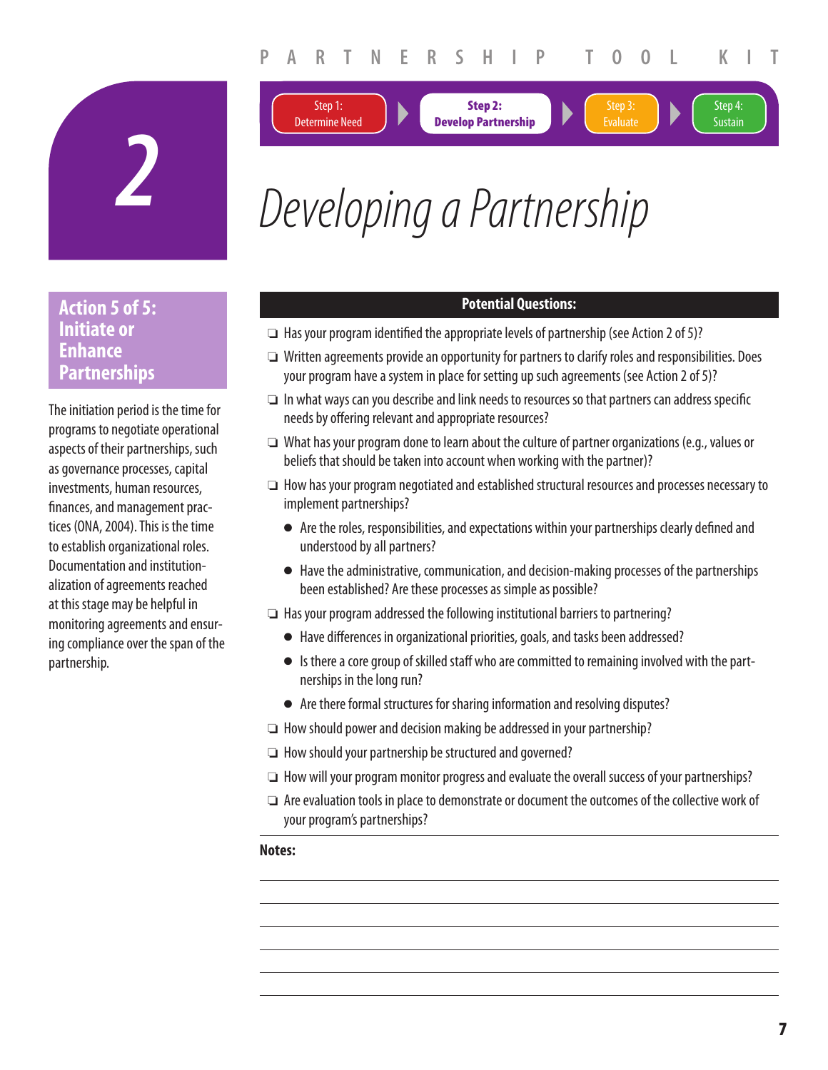Step 1: Determine Need → **Step 2: Develop Partnership** → Step 3: Evaluate → Step 4: Sustain

# 2 Developing a Partnership

## Action 5 of 5: Initiate or Enhance Partnerships

The initiation period is the time for programs to negotiate operational aspects of their partnerships, such as governance processes, capital investments, human resources, finances, and management practices (ONA, 2004). This is the time to establish organizational roles. Documentation and institutionalization of agreements reached at this stage may be helpful in monitoring agreements and ensuring compliance over the span of the partnership.

**Potential Questions:**

- ❑ Has your program identified the appropriate levels of partnership (see Action 2 of 5)?
- ❑ Written agreements provide an opportunity for partners to clarify roles and responsibilities. Does your program have a system in place for setting up such agreements (see Action 2 of 5)?
- ❑ In what ways can you describe and link needs to resources so that partners can address specific needs by offering relevant and appropriate resources?
- ❑ What has your program done to learn about the culture of partner organizations (e.g., values or beliefs that should be taken into account when working with the partner)?
- ❑ How has your program negotiated and established structural resources and processes necessary to implement partnerships?
  - Are the roles, responsibilities, and expectations within your partnerships clearly defined and understood by all partners?
  - Have the administrative, communication, and decision-making processes of the partnerships been established? Are these processes as simple as possible?
- ❑ Has your program addressed the following institutional barriers to partnering?
  - Have differences in organizational priorities, goals, and tasks been addressed?
  - Is there a core group of skilled staff who are committed to remaining involved with the partnerships in the long run?
  - Are there formal structures for sharing information and resolving disputes?
- ❑ How should power and decision making be addressed in your partnership?
- ❑ How should your partnership be structured and governed?
- ❑ How will your program monitor progress and evaluate the overall success of your partnerships?
- ❑ Are evaluation tools in place to demonstrate or document the outcomes of the collective work of your program's partnerships?

**Notes:**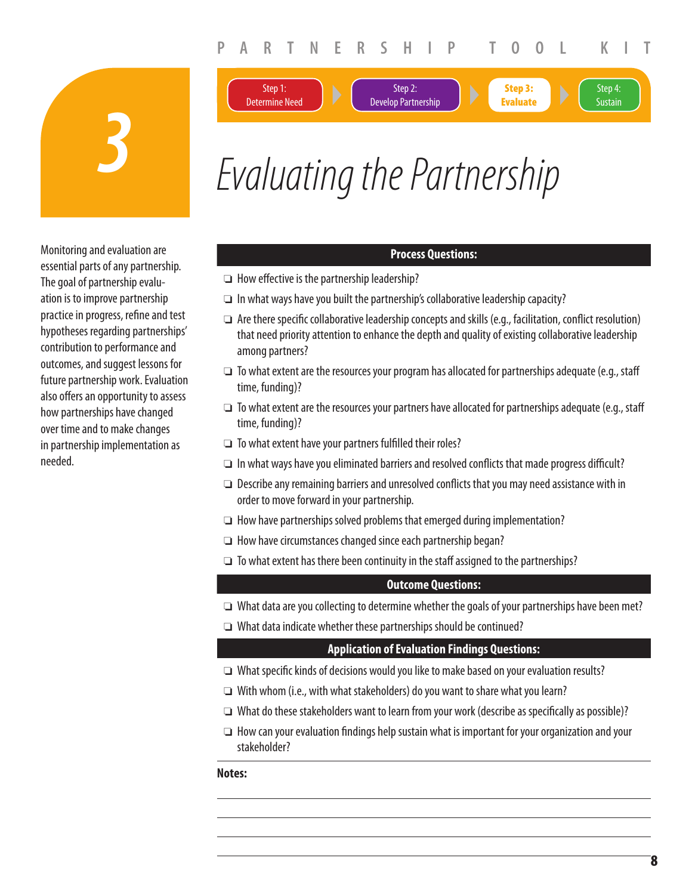Step 1: Determine Need → Step 2: Develop Partnership → **Step 3: Evaluate** → Step 4: Sustain

# 3 Evaluating the Partnership

Monitoring and evaluation are essential parts of any partnership. The goal of partnership evaluation is to improve partnership practice in progress, refine and test hypotheses regarding partnerships' contribution to performance and outcomes, and suggest lessons for future partnership work. Evaluation also offers an opportunity to assess how partnerships have changed over time and to make changes in partnership implementation as needed.

## Process Questions:

- ❑ How effective is the partnership leadership?
- ❑ In what ways have you built the partnership's collaborative leadership capacity?
- ❑ Are there specific collaborative leadership concepts and skills (e.g., facilitation, conflict resolution) that need priority attention to enhance the depth and quality of existing collaborative leadership among partners?
- ❑ To what extent are the resources your program has allocated for partnerships adequate (e.g., staff time, funding)?
- ❑ To what extent are the resources your partners have allocated for partnerships adequate (e.g., staff time, funding)?
- ❑ To what extent have your partners fulfilled their roles?
- ❑ In what ways have you eliminated barriers and resolved conflicts that made progress difficult?
- ❑ Describe any remaining barriers and unresolved conflicts that you may need assistance with in order to move forward in your partnership.
- ❑ How have partnerships solved problems that emerged during implementation?
- ❑ How have circumstances changed since each partnership began?
- ❑ To what extent has there been continuity in the staff assigned to the partnerships?

## Outcome Questions:

- ❑ What data are you collecting to determine whether the goals of your partnerships have been met?
- ❑ What data indicate whether these partnerships should be continued?

## Application of Evaluation Findings Questions:

- ❑ What specific kinds of decisions would you like to make based on your evaluation results?
- ❑ With whom (i.e., with what stakeholders) do you want to share what you learn?
- ❑ What do these stakeholders want to learn from your work (describe as specifically as possible)?
- ❑ How can your evaluation findings help sustain what is important for your organization and your stakeholder?

**Notes:**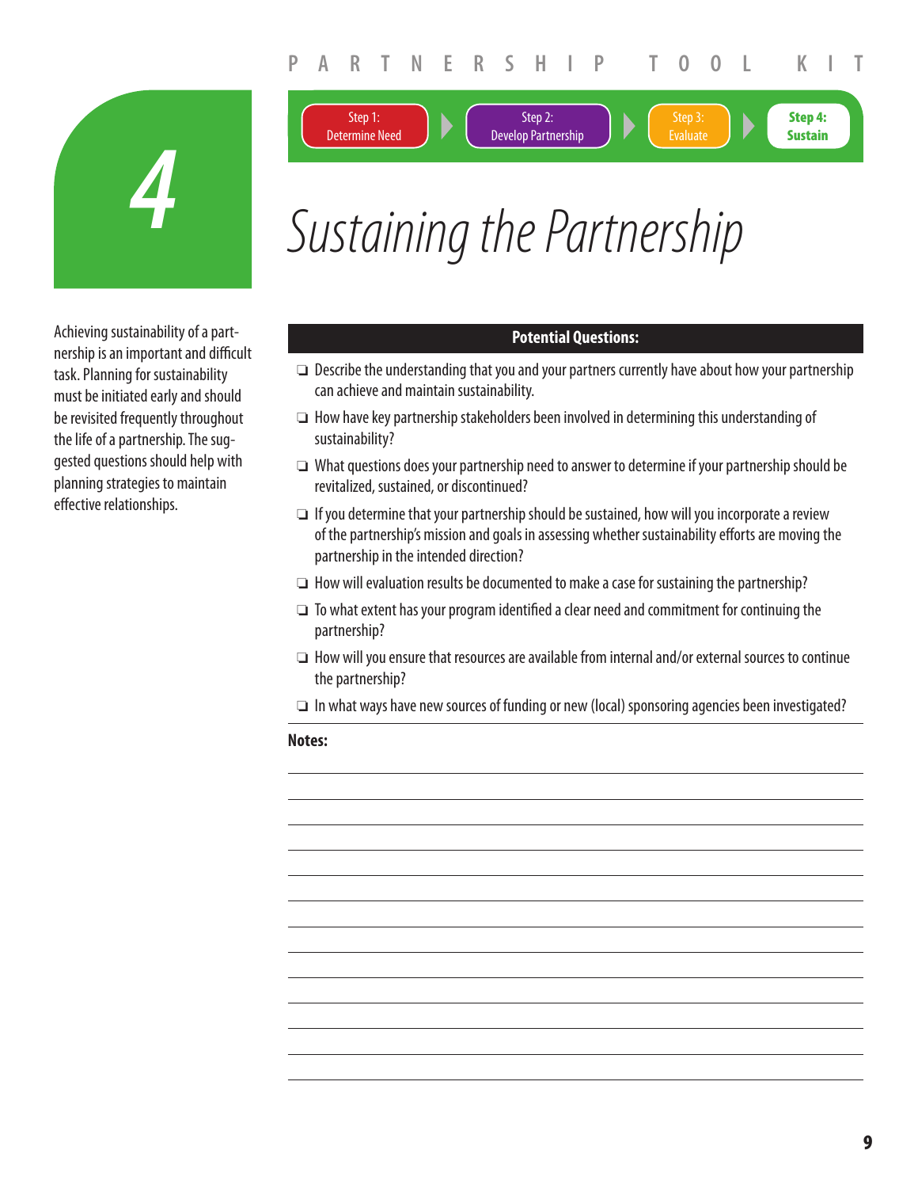Step 1: Determine Need → Step 2: Develop Partnership → Step 3: Evaluate → **Step 4: Sustain**

# 4 Sustaining the Partnership

Achieving sustainability of a partnership is an important and difficult task. Planning for sustainability must be initiated early and should be revisited frequently throughout the life of a partnership. The suggested questions should help with planning strategies to maintain effective relationships.

**Potential Questions:**

- ❑ Describe the understanding that you and your partners currently have about how your partnership can achieve and maintain sustainability.
- ❑ How have key partnership stakeholders been involved in determining this understanding of sustainability?
- ❑ What questions does your partnership need to answer to determine if your partnership should be revitalized, sustained, or discontinued?
- ❑ If you determine that your partnership should be sustained, how will you incorporate a review of the partnership's mission and goals in assessing whether sustainability efforts are moving the partnership in the intended direction?
- ❑ How will evaluation results be documented to make a case for sustaining the partnership?
- ❑ To what extent has your program identified a clear need and commitment for continuing the partnership?
- ❑ How will you ensure that resources are available from internal and/or external sources to continue the partnership?
- ❑ In what ways have new sources of funding or new (local) sponsoring agencies been investigated?

**Notes:**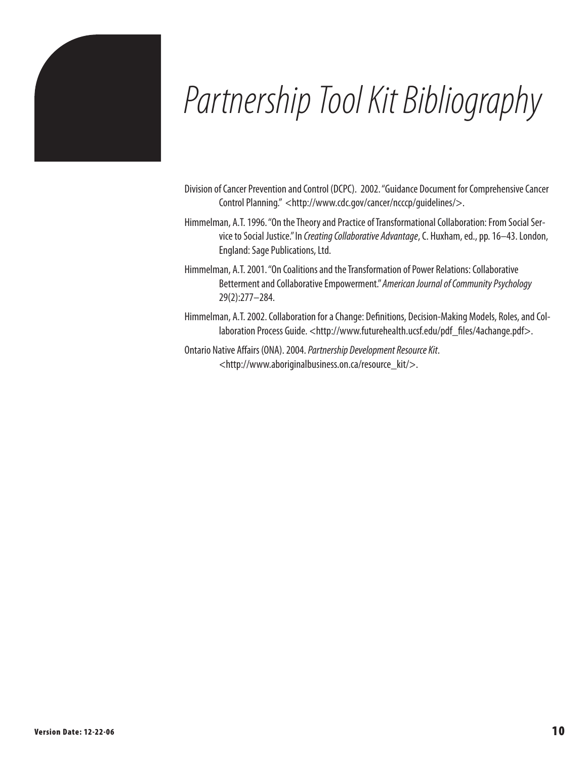# *Partnership Tool Kit Bibliography*

Division of Cancer Prevention and Control (DCPC). 2002. "Guidance Document for Comprehensive Cancer Control Planning." <http://www.cdc.gov/cancer/ncccp/guidelines/>.

Himmelman, A.T. 1996. "On the Theory and Practice of Transformational Collaboration: From Social Service to Social Justice." In *Creating Collaborative Advantage*, C. Huxham, ed., pp. 16–43. London, England: Sage Publications, Ltd.

Himmelman, A.T. 2001. "On Coalitions and the Transformation of Power Relations: Collaborative Betterment and Collaborative Empowerment." *American Journal of Community Psychology* 29(2):277–284.

Himmelman, A.T. 2002. Collaboration for a Change: Definitions, Decision-Making Models, Roles, and Collaboration Process Guide. <http://www.futurehealth.ucsf.edu/pdf_files/4achange.pdf>.

Ontario Native Affairs (ONA). 2004. *Partnership Development Resource Kit*. <http://www.aboriginalbusiness.on.ca/resource_kit/>.

Version Date: 12-22-06